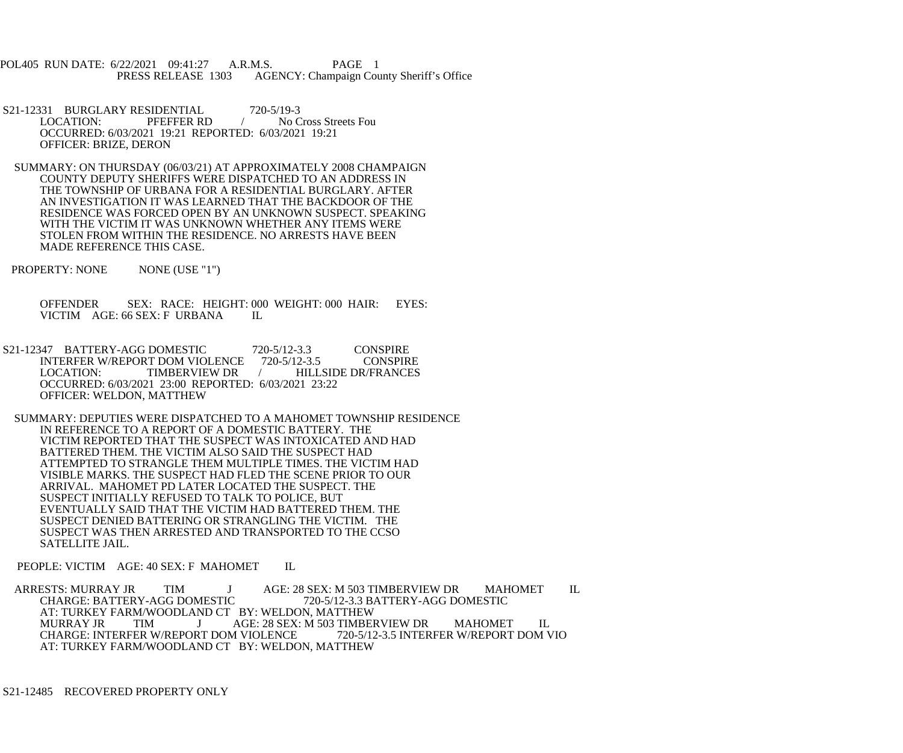POL405 RUN DATE: 6/22/2021 09:41:27 A.R.M.S. PAGE 1
PRESS RELEASE 1303 AGENCY: Champaign County Sheriff's Office

S21-12331 BURGLARY RESIDENTIAL 720-5/19-3
LOCATION: PFEFFER RD / No Cross Streets Fou
OCCURRED: 6/03/2021 19:21 REPORTED: 6/03/2021 19:21
OFFICER: BRIZE, DERON

SUMMARY: ON THURSDAY (06/03/21) AT APPROXIMATELY 2008 CHAMPAIGN COUNTY DEPUTY SHERIFFS WERE DISPATCHED TO AN ADDRESS IN THE TOWNSHIP OF URBANA FOR A RESIDENTIAL BURGLARY. AFTER AN INVESTIGATION IT WAS LEARNED THAT THE BACKDOOR OF THE RESIDENCE WAS FORCED OPEN BY AN UNKNOWN SUSPECT. SPEAKING WITH THE VICTIM IT WAS UNKNOWN WHETHER ANY ITEMS WERE STOLEN FROM WITHIN THE RESIDENCE. NO ARRESTS HAVE BEEN MADE REFERENCE THIS CASE.

PROPERTY: NONE NONE (USE "1")

OFFENDER SEX: RACE: HEIGHT: 000 WEIGHT: 000 HAIR: EYES:
VICTIM AGE: 66 SEX: F URBANA IL

S21-12347 BATTERY-AGG DOMESTIC 720-5/12-3.3 CONSPIRE
INTERFER W/REPORT DOM VIOLENCE 720-5/12-3.5 CONSPIRE
LOCATION: TIMBERVIEW DR / HILLSIDE DR/FRANCES
OCCURRED: 6/03/2021 23:00 REPORTED: 6/03/2021 23:22
OFFICER: WELDON, MATTHEW

SUMMARY: DEPUTIES WERE DISPATCHED TO A MAHOMET TOWNSHIP RESIDENCE IN REFERENCE TO A REPORT OF A DOMESTIC BATTERY. THE VICTIM REPORTED THAT THE SUSPECT WAS INTOXICATED AND HAD BATTERED THEM. THE VICTIM ALSO SAID THE SUSPECT HAD ATTEMPTED TO STRANGLE THEM MULTIPLE TIMES. THE VICTIM HAD VISIBLE MARKS. THE SUSPECT HAD FLED THE SCENE PRIOR TO OUR ARRIVAL. MAHOMET PD LATER LOCATED THE SUSPECT. THE SUSPECT INITIALLY REFUSED TO TALK TO POLICE, BUT EVENTUALLY SAID THAT THE VICTIM HAD BATTERED THEM. THE SUSPECT DENIED BATTERING OR STRANGLING THE VICTIM. THE SUSPECT WAS THEN ARRESTED AND TRANSPORTED TO THE CCSO SATELLITE JAIL.

PEOPLE: VICTIM AGE: 40 SEX: F MAHOMET IL

ARRESTS: MURRAY JR TIM J AGE: 28 SEX: M 503 TIMBERVIEW DR MAHOMET IL
CHARGE: BATTERY-AGG DOMESTIC 720-5/12-3.3 BATTERY-AGG DOMESTIC
AT: TURKEY FARM/WOODLAND CT BY: WELDON, MATTHEW
MURRAY JR TIM J AGE: 28 SEX: M 503 TIMBERVIEW DR MAHOMET IL
CHARGE: INTERFER W/REPORT DOM VIOLENCE 720-5/12-3.5 INTERFER W/REPORT DOM VIO
AT: TURKEY FARM/WOODLAND CT BY: WELDON, MATTHEW

S21-12485 RECOVERED PROPERTY ONLY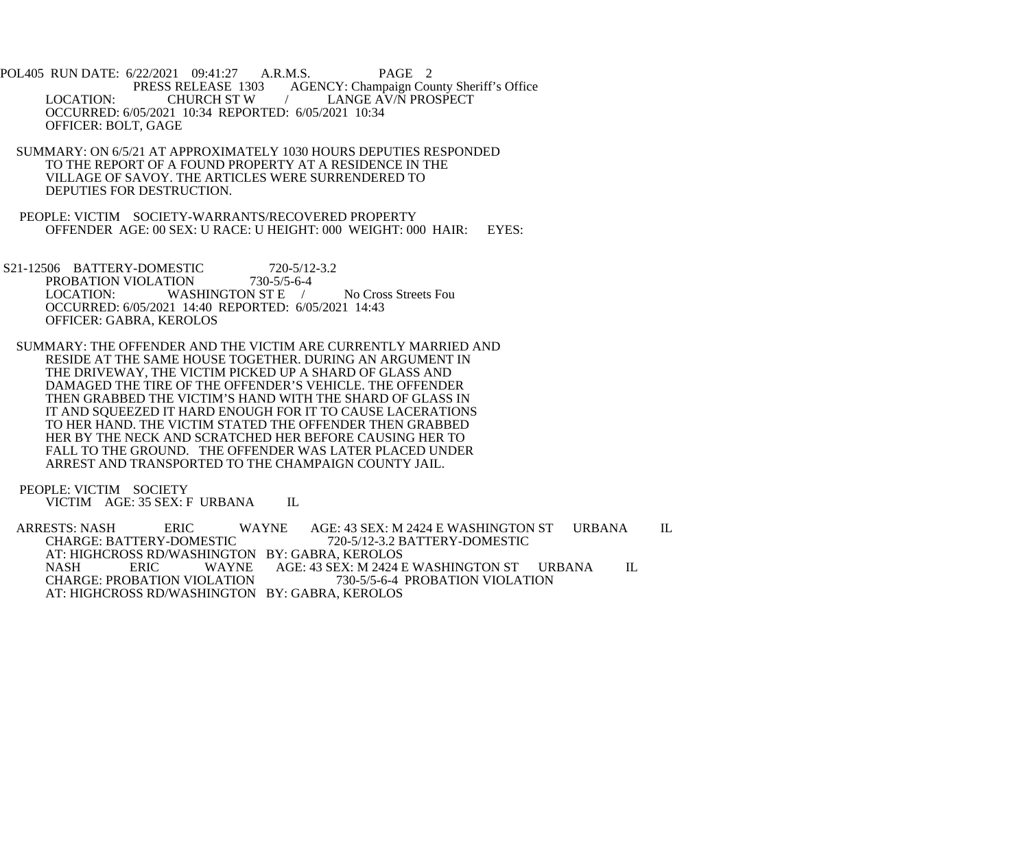POL405 RUN DATE: 6/22/2021 09:41:27 A.R.M.S. PAGE 2
PRESS RELEASE 1303 AGENCY: Champaign County Sheriff's Office
LOCATION: CHURCH ST W / LANGE AV/N PROSPECT
OCCURRED: 6/05/2021 10:34 REPORTED: 6/05/2021 10:34
OFFICER: BOLT, GAGE

SUMMARY: ON 6/5/21 AT APPROXIMATELY 1030 HOURS DEPUTIES RESPONDED TO THE REPORT OF A FOUND PROPERTY AT A RESIDENCE IN THE VILLAGE OF SAVOY. THE ARTICLES WERE SURRENDERED TO DEPUTIES FOR DESTRUCTION.

PEOPLE: VICTIM SOCIETY-WARRANTS/RECOVERED PROPERTY
OFFENDER AGE: 00 SEX: U RACE: U HEIGHT: 000 WEIGHT: 000 HAIR: EYES:

S21-12506 BATTERY-DOMESTIC 720-5/12-3.2
PROBATION VIOLATION 730-5/5-6-4
LOCATION: WASHINGTON ST E / No Cross Streets Fou
OCCURRED: 6/05/2021 14:40 REPORTED: 6/05/2021 14:43
OFFICER: GABRA, KEROLOS

SUMMARY: THE OFFENDER AND THE VICTIM ARE CURRENTLY MARRIED AND RESIDE AT THE SAME HOUSE TOGETHER. DURING AN ARGUMENT IN THE DRIVEWAY, THE VICTIM PICKED UP A SHARD OF GLASS AND DAMAGED THE TIRE OF THE OFFENDER'S VEHICLE. THE OFFENDER THEN GRABBED THE VICTIM'S HAND WITH THE SHARD OF GLASS IN IT AND SQUEEZED IT HARD ENOUGH FOR IT TO CAUSE LACERATIONS TO HER HAND. THE VICTIM STATED THE OFFENDER THEN GRABBED HER BY THE NECK AND SCRATCHED HER BEFORE CAUSING HER TO FALL TO THE GROUND. THE OFFENDER WAS LATER PLACED UNDER ARREST AND TRANSPORTED TO THE CHAMPAIGN COUNTY JAIL.

PEOPLE: VICTIM SOCIETY
VICTIM AGE: 35 SEX: F URBANA IL

ARRESTS: NASH ERIC WAYNE AGE: 43 SEX: M 2424 E WASHINGTON ST URBANA IL
CHARGE: BATTERY-DOMESTIC 720-5/12-3.2 BATTERY-DOMESTIC
AT: HIGHCROSS RD/WASHINGTON BY: GABRA, KEROLOS
NASH ERIC WAYNE AGE: 43 SEX: M 2424 E WASHINGTON ST URBANA IL
CHARGE: PROBATION VIOLATION 730-5/5-6-4 PROBATION VIOLATION
AT: HIGHCROSS RD/WASHINGTON BY: GABRA, KEROLOS